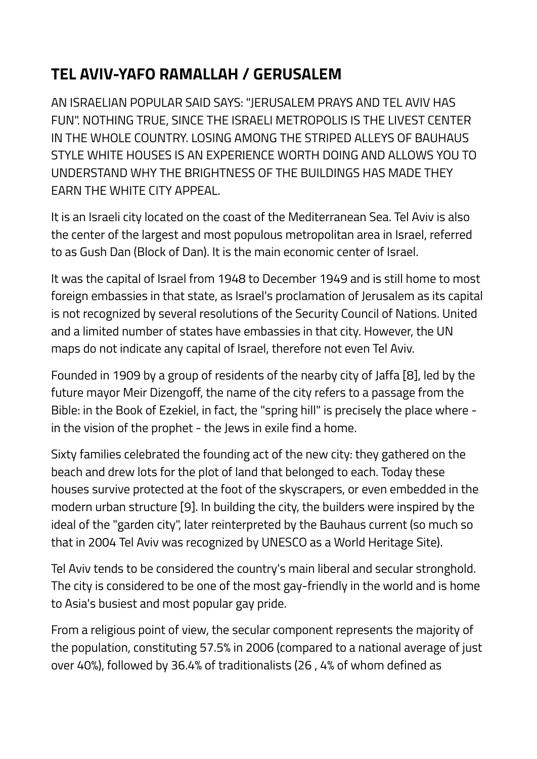## TEL AVIV-YAFO RAMALLAH / GERUSALEM

AN ISRAELIAN POPULAR SAID SAYS: "JERUSALEM PRAYS AND TEL AVIV HAS FUN". NOTHING TRUE, SINCE THE ISRAELI METROPOLIS IS THE LIVEST CENTER IN THE WHOLE COUNTRY. LOSING AMONG THE STRIPED ALLEYS OF BAUHAUS STYLE WHITE HOUSES IS AN EXPERIENCE WORTH DOING AND ALLOWS YOU TO UNDERSTAND WHY THE BRIGHTNESS OF THE BUILDINGS HAS MADE THEY EARN THE WHITE CITY APPEAL.

It is an Israeli city located on the coast of the Mediterranean Sea. Tel Aviv is also the center of the largest and most populous metropolitan area in Israel, referred to as Gush Dan (Block of Dan). It is the main economic center of Israel.

It was the capital of Israel from 1948 to December 1949 and is still home to most foreign embassies in that state, as Israel's proclamation of Jerusalem as its capital is not recognized by several resolutions of the Security Council of Nations. United and a limited number of states have embassies in that city. However, the UN maps do not indicate any capital of Israel, therefore not even Tel Aviv.

Founded in 1909 by a group of residents of the nearby city of Jaffa [8], led by the future mayor Meir Dizengoff, the name of the city refers to a passage from the Bible: in the Book of Ezekiel, in fact, the "spring hill" is precisely the place where - in the vision of the prophet - the Jews in exile find a home.

Sixty families celebrated the founding act of the new city: they gathered on the beach and drew lots for the plot of land that belonged to each. Today these houses survive protected at the foot of the skyscrapers, or even embedded in the modern urban structure [9]. In building the city, the builders were inspired by the ideal of the "garden city", later reinterpreted by the Bauhaus current (so much so that in 2004 Tel Aviv was recognized by UNESCO as a World Heritage Site).

Tel Aviv tends to be considered the country's main liberal and secular stronghold. The city is considered to be one of the most gay-friendly in the world and is home to Asia's busiest and most popular gay pride.

From a religious point of view, the secular component represents the majority of the population, constituting 57.5% in 2006 (compared to a national average of just over 40%), followed by 36.4% of traditionalists (26 , 4% of whom defined as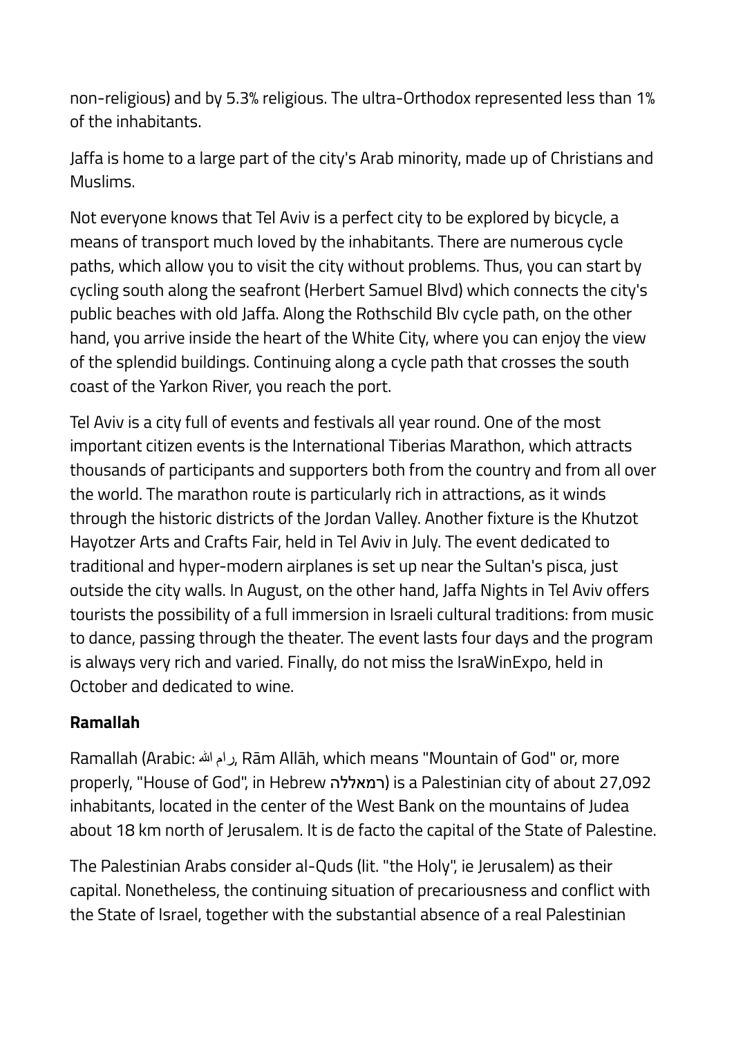non-religious) and by 5.3% religious. The ultra-Orthodox represented less than 1% of the inhabitants.

Jaffa is home to a large part of the city's Arab minority, made up of Christians and Muslims.

Not everyone knows that Tel Aviv is a perfect city to be explored by bicycle, a means of transport much loved by the inhabitants. There are numerous cycle paths, which allow you to visit the city without problems. Thus, you can start by cycling south along the seafront (Herbert Samuel Blvd) which connects the city's public beaches with old Jaffa. Along the Rothschild Blv cycle path, on the other hand, you arrive inside the heart of the White City, where you can enjoy the view of the splendid buildings. Continuing along a cycle path that crosses the south coast of the Yarkon River, you reach the port.

Tel Aviv is a city full of events and festivals all year round. One of the most important citizen events is the International Tiberias Marathon, which attracts thousands of participants and supporters both from the country and from all over the world. The marathon route is particularly rich in attractions, as it winds through the historic districts of the Jordan Valley. Another fixture is the Khutzot Hayotzer Arts and Crafts Fair, held in Tel Aviv in July. The event dedicated to traditional and hyper-modern airplanes is set up near the Sultan's pisca, just outside the city walls. In August, on the other hand, Jaffa Nights in Tel Aviv offers tourists the possibility of a full immersion in Israeli cultural traditions: from music to dance, passing through the theater. The event lasts four days and the program is always very rich and varied. Finally, do not miss the IsraWinExpo, held in October and dedicated to wine.

**Ramallah**

Ramallah (Arabic: رام الله, Rām Allāh, which means "Mountain of God" or, more properly, "House of God", in Hebrew רמאללה) is a Palestinian city of about 27,092 inhabitants, located in the center of the West Bank on the mountains of Judea about 18 km north of Jerusalem. It is de facto the capital of the State of Palestine.

The Palestinian Arabs consider al-Quds (lit. "the Holy", ie Jerusalem) as their capital. Nonetheless, the continuing situation of precariousness and conflict with the State of Israel, together with the substantial absence of a real Palestinian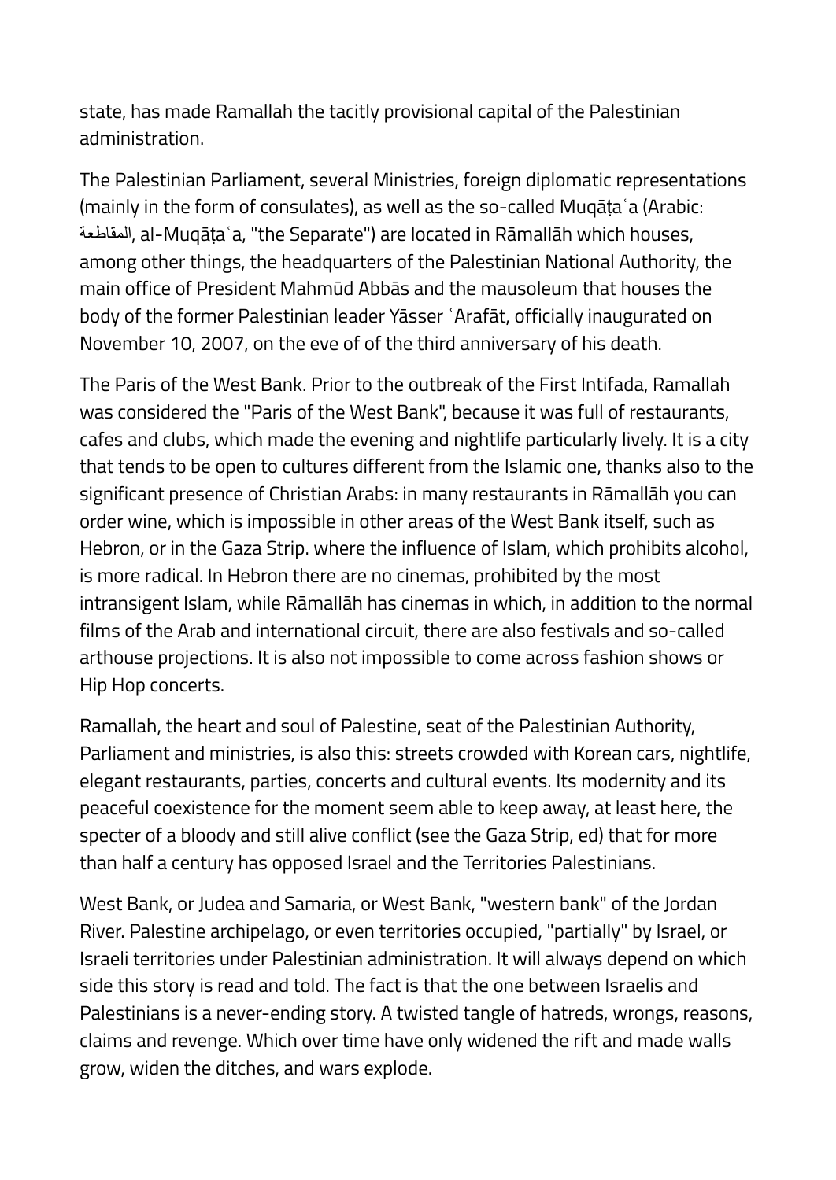state, has made Ramallah the tacitly provisional capital of the Palestinian administration.

The Palestinian Parliament, several Ministries, foreign diplomatic representations (mainly in the form of consulates), as well as the so-called Muqāṭaʿa (Arabic: المقاطعة, al-Muqāṭaʿa, "the Separate") are located in Rāmallāh which houses, among other things, the headquarters of the Palestinian National Authority, the main office of President Mahmūd Abbās and the mausoleum that houses the body of the former Palestinian leader Yāsser ʿArafāt, officially inaugurated on November 10, 2007, on the eve of of the third anniversary of his death.

The Paris of the West Bank. Prior to the outbreak of the First Intifada, Ramallah was considered the "Paris of the West Bank", because it was full of restaurants, cafes and clubs, which made the evening and nightlife particularly lively. It is a city that tends to be open to cultures different from the Islamic one, thanks also to the significant presence of Christian Arabs: in many restaurants in Rāmallāh you can order wine, which is impossible in other areas of the West Bank itself, such as Hebron, or in the Gaza Strip. where the influence of Islam, which prohibits alcohol, is more radical. In Hebron there are no cinemas, prohibited by the most intransigent Islam, while Rāmallāh has cinemas in which, in addition to the normal films of the Arab and international circuit, there are also festivals and so-called arthouse projections. It is also not impossible to come across fashion shows or Hip Hop concerts.

Ramallah, the heart and soul of Palestine, seat of the Palestinian Authority, Parliament and ministries, is also this: streets crowded with Korean cars, nightlife, elegant restaurants, parties, concerts and cultural events. Its modernity and its peaceful coexistence for the moment seem able to keep away, at least here, the specter of a bloody and still alive conflict (see the Gaza Strip, ed) that for more than half a century has opposed Israel and the Territories Palestinians.

West Bank, or Judea and Samaria, or West Bank, "western bank" of the Jordan River. Palestine archipelago, or even territories occupied, "partially" by Israel, or Israeli territories under Palestinian administration. It will always depend on which side this story is read and told. The fact is that the one between Israelis and Palestinians is a never-ending story. A twisted tangle of hatreds, wrongs, reasons, claims and revenge. Which over time have only widened the rift and made walls grow, widen the ditches, and wars explode.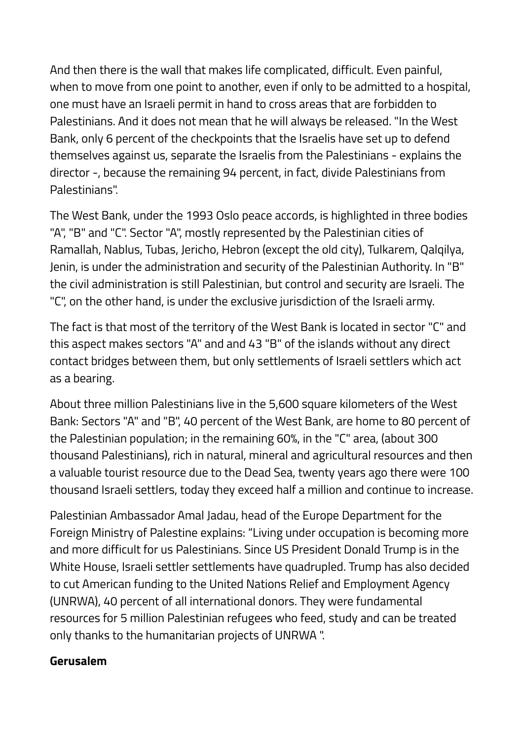And then there is the wall that makes life complicated, difficult. Even painful, when to move from one point to another, even if only to be admitted to a hospital, one must have an Israeli permit in hand to cross areas that are forbidden to Palestinians. And it does not mean that he will always be released. "In the West Bank, only 6 percent of the checkpoints that the Israelis have set up to defend themselves against us, separate the Israelis from the Palestinians - explains the director -, because the remaining 94 percent, in fact, divide Palestinians from Palestinians".

The West Bank, under the 1993 Oslo peace accords, is highlighted in three bodies "A", "B" and "C". Sector "A", mostly represented by the Palestinian cities of Ramallah, Nablus, Tubas, Jericho, Hebron (except the old city), Tulkarem, Qalqilya, Jenin, is under the administration and security of the Palestinian Authority. In "B" the civil administration is still Palestinian, but control and security are Israeli. The "C", on the other hand, is under the exclusive jurisdiction of the Israeli army.

The fact is that most of the territory of the West Bank is located in sector "C" and this aspect makes sectors "A" and and 43 "B" of the islands without any direct contact bridges between them, but only settlements of Israeli settlers which act as a bearing.

About three million Palestinians live in the 5,600 square kilometers of the West Bank: Sectors "A" and "B", 40 percent of the West Bank, are home to 80 percent of the Palestinian population; in the remaining 60%, in the "C" area, (about 300 thousand Palestinians), rich in natural, mineral and agricultural resources and then a valuable tourist resource due to the Dead Sea, twenty years ago there were 100 thousand Israeli settlers, today they exceed half a million and continue to increase.

Palestinian Ambassador Amal Jadau, head of the Europe Department for the Foreign Ministry of Palestine explains: "Living under occupation is becoming more and more difficult for us Palestinians. Since US President Donald Trump is in the White House, Israeli settler settlements have quadrupled. Trump has also decided to cut American funding to the United Nations Relief and Employment Agency (UNRWA), 40 percent of all international donors. They were fundamental resources for 5 million Palestinian refugees who feed, study and can be treated only thanks to the humanitarian projects of UNRWA ".

**Gerusalem**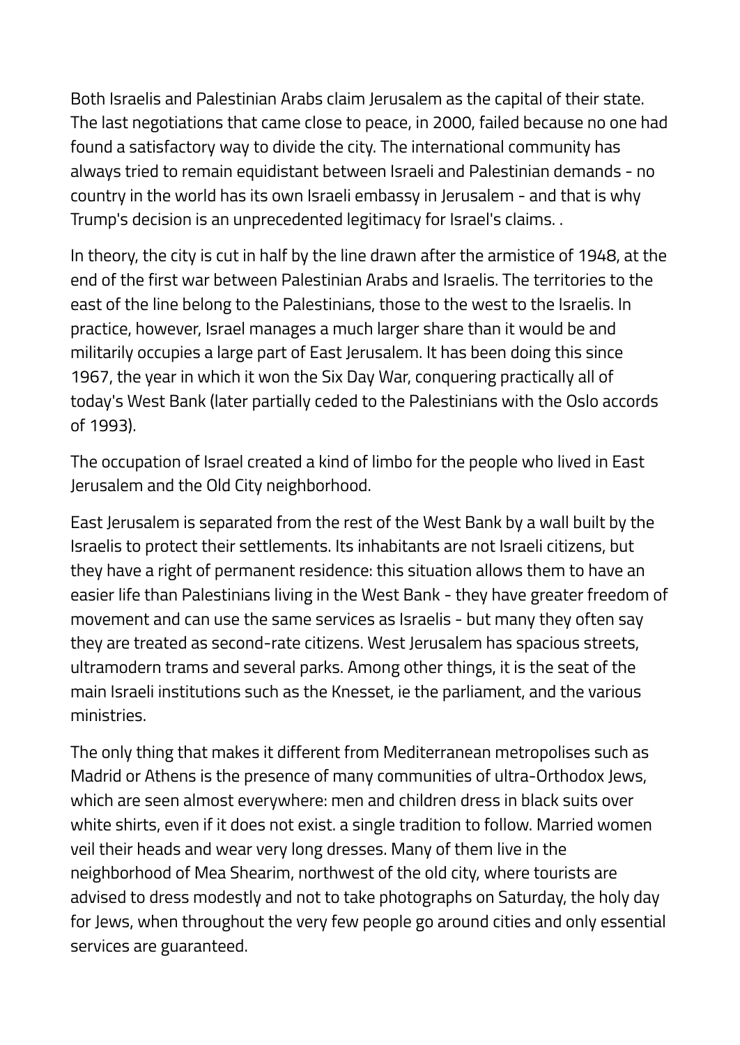Both Israelis and Palestinian Arabs claim Jerusalem as the capital of their state. The last negotiations that came close to peace, in 2000, failed because no one had found a satisfactory way to divide the city. The international community has always tried to remain equidistant between Israeli and Palestinian demands - no country in the world has its own Israeli embassy in Jerusalem - and that is why Trump's decision is an unprecedented legitimacy for Israel's claims. .

In theory, the city is cut in half by the line drawn after the armistice of 1948, at the end of the first war between Palestinian Arabs and Israelis. The territories to the east of the line belong to the Palestinians, those to the west to the Israelis. In practice, however, Israel manages a much larger share than it would be and militarily occupies a large part of East Jerusalem. It has been doing this since 1967, the year in which it won the Six Day War, conquering practically all of today's West Bank (later partially ceded to the Palestinians with the Oslo accords of 1993).

The occupation of Israel created a kind of limbo for the people who lived in East Jerusalem and the Old City neighborhood.

East Jerusalem is separated from the rest of the West Bank by a wall built by the Israelis to protect their settlements. Its inhabitants are not Israeli citizens, but they have a right of permanent residence: this situation allows them to have an easier life than Palestinians living in the West Bank - they have greater freedom of movement and can use the same services as Israelis - but many they often say they are treated as second-rate citizens. West Jerusalem has spacious streets, ultramodern trams and several parks. Among other things, it is the seat of the main Israeli institutions such as the Knesset, ie the parliament, and the various ministries.

The only thing that makes it different from Mediterranean metropolises such as Madrid or Athens is the presence of many communities of ultra-Orthodox Jews, which are seen almost everywhere: men and children dress in black suits over white shirts, even if it does not exist. a single tradition to follow. Married women veil their heads and wear very long dresses. Many of them live in the neighborhood of Mea Shearim, northwest of the old city, where tourists are advised to dress modestly and not to take photographs on Saturday, the holy day for Jews, when throughout the very few people go around cities and only essential services are guaranteed.